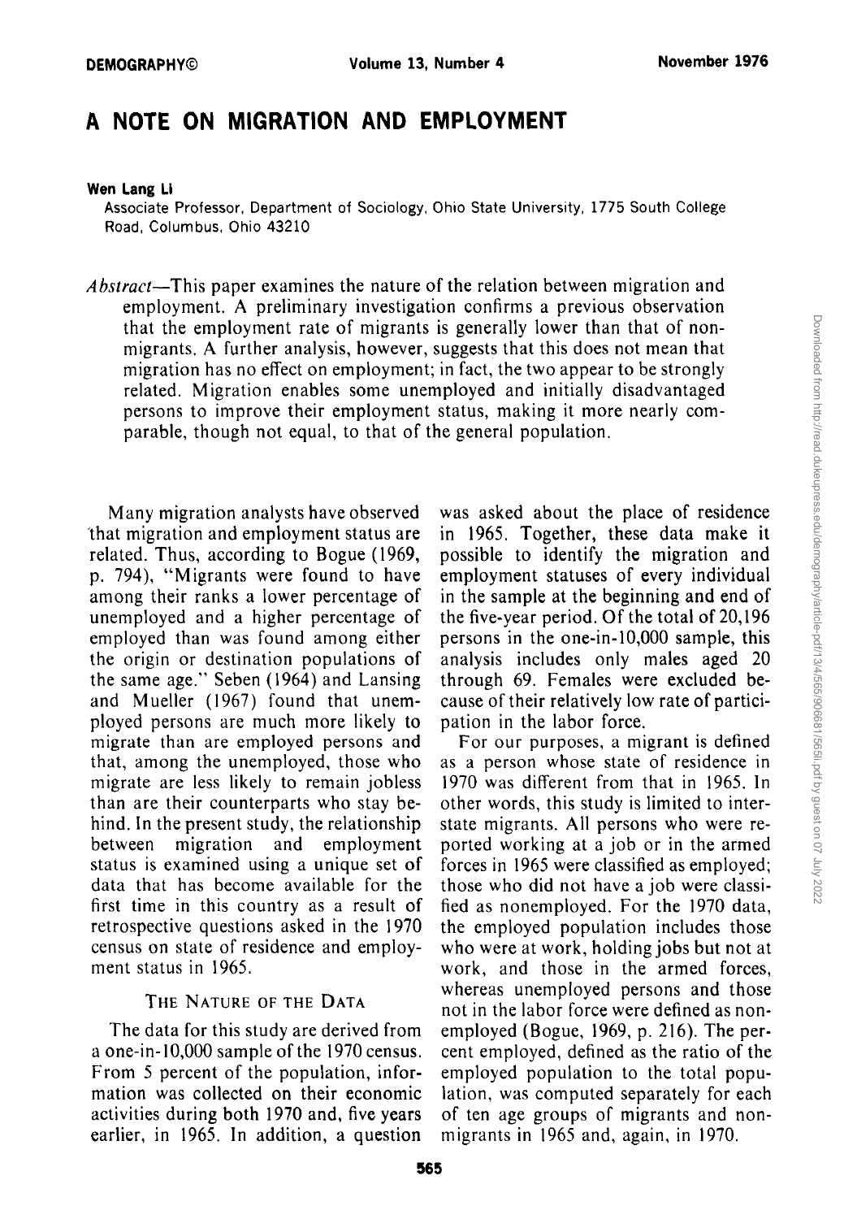# A NOTE ON MIGRATION AND EMPLOYMENT

**Wen Lang Li**

Associate Professor, Department of Sociology, Ohio State University, 1775 South College Road, Columbus, Ohio 43210

*Abstract*—This paper examines the nature of the relation between migration and employment. A preliminary investigation confirms a previous observation that the employment rate of migrants is generally lower than that of nonmigrants. A further analysis, however, suggests that this does not mean that migration has no effect on employment; in fact, the two appear to be strongly related. Migration enables some unemployed and initially disadvantaged persons to improve their employment status, making it more nearly comparable, though not equal, to that of the general population.

Many migration analysts have observed that migration and employment status are related. Thus, according to Bogue (1969, p. 794), "Migrants were found to have among their ranks a lower percentage of unemployed and a higher percentage of employed than was found among either the origin or destination populations of the same age." Seben (1964) and Lansing and Mueller (1967) found that unemployed persons are much more likely to migrate than are employed persons and that, among the unemployed, those who migrate are less likely to remain jobless than are their counterparts who stay behind. In the present study, the relationship between migration and employment status is examined using a unique set of data that has become available for the first time in this country as a result of retrospective questions asked in the 1970 census on state of residence and employment status in 1965.

## THE NATURE OF THE DATA

The data for this study are derived from a one-in-10,000 sample of the 1970 census. From 5 percent of the population, information was collected on their economic activities during both 1970 and, five years earlier, in 1965. In addition, a question was asked about the place of residence in 1965. Together, these data make it possible to identify the migration and employment statuses of every individual in the sample at the beginning and end of the five-year period. Of the total of 20,196 persons in the one-in-10,000 sample, this analysis includes only males aged 20 through 69. Females were excluded because of their relatively low rate of participation in the labor force.

For our purposes, a migrant is defined as a person whose state of residence in 1970 was different from that in 1965. In other words, this study is limited to interstate migrants. All persons who were reported working at a job or in the armed forces in 1965 were classified as employed; those who did not have a job were classified as nonemployed. For the 1970 data, the employed population includes those who were at work, holding jobs but not at work, and those in the armed forces, whereas unemployed persons and those not in the labor force were defined as nonemployed (Bogue, 1969, p. 216). The percent employed, defined as the ratio of the employed population to the total population, was computed separately for each of ten age groups of migrants and nonmigrants in 1965 and, again, in 1970.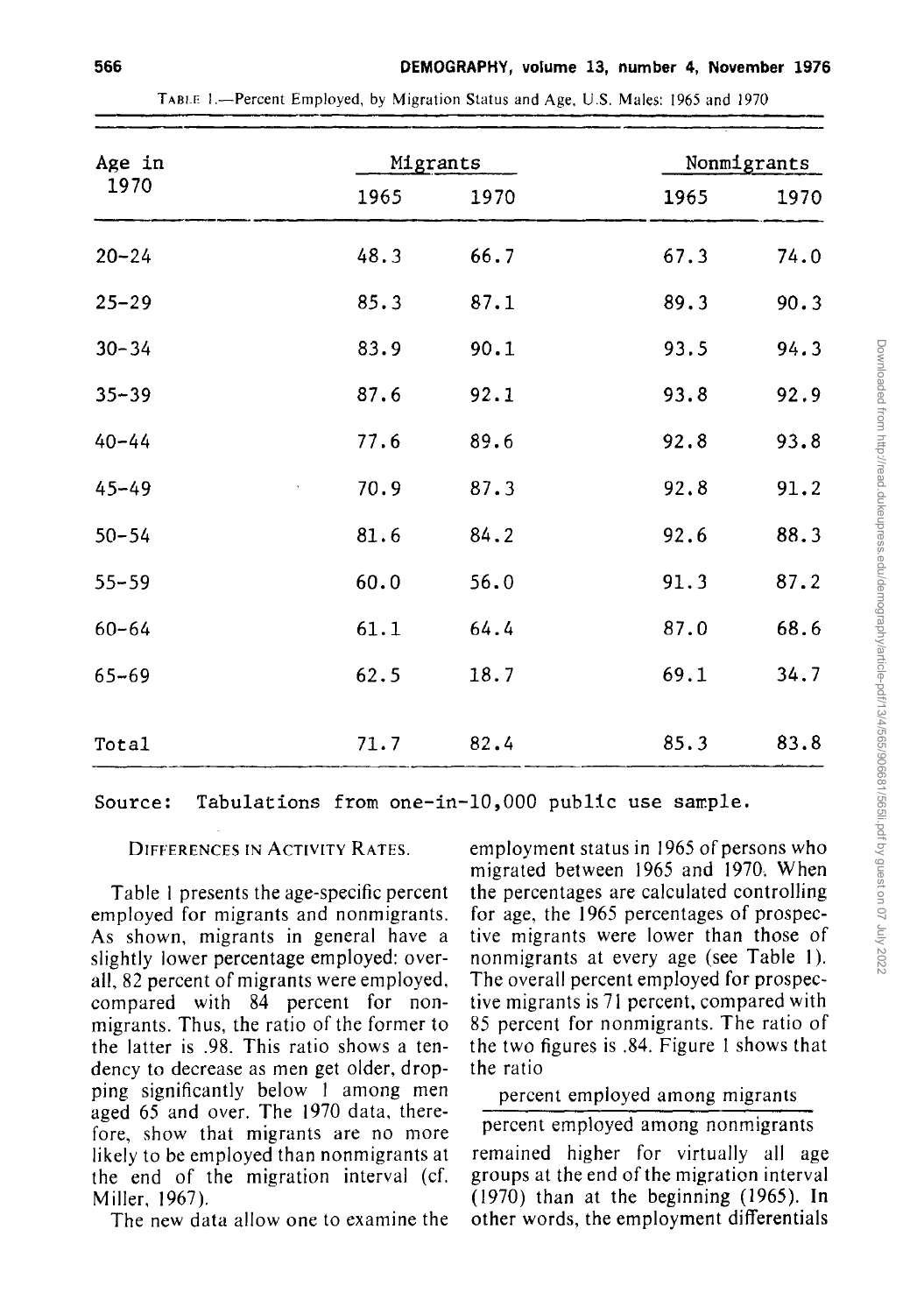TABLE 1.—Percent Employed, by Migration Status and Age, U.S. Males: 1965 and 1970

| Age in 1970 | Migrants | | Nonmigrants | |
|---|---|---|---|---|
| | 1965 | 1970 | 1965 | 1970 |
| 20–24 | 48.3 | 66.7 | 67.3 | 74.0 |
| 25–29 | 85.3 | 87.1 | 89.3 | 90.3 |
| 30–34 | 83.9 | 90.1 | 93.5 | 94.3 |
| 35–39 | 87.6 | 92.1 | 93.8 | 92.9 |
| 40–44 | 77.6 | 89.6 | 92.8 | 93.8 |
| 45–49 | 70.9 | 87.3 | 92.8 | 91.2 |
| 50–54 | 81.6 | 84.2 | 92.6 | 88.3 |
| 55–59 | 60.0 | 56.0 | 91.3 | 87.2 |
| 60–64 | 61.1 | 64.4 | 87.0 | 68.6 |
| 65–69 | 62.5 | 18.7 | 69.1 | 34.7 |
| Total | 71.7 | 82.4 | 85.3 | 83.8 |

Source: Tabulations from one-in-10,000 public use sample.

DIFFERENCES IN ACTIVITY RATES.

Table 1 presents the age-specific percent employed for migrants and nonmigrants. As shown, migrants in general have a slightly lower percentage employed: overall, 82 percent of migrants were employed, compared with 84 percent for nonmigrants. Thus, the ratio of the former to the latter is .98. This ratio shows a tendency to decrease as men get older, dropping significantly below 1 among men aged 65 and over. The 1970 data, therefore, show that migrants are no more likely to be employed than nonmigrants at the end of the migration interval (cf. Miller, 1967).

The new data allow one to examine the employment status in 1965 of persons who migrated between 1965 and 1970. When the percentages are calculated controlling for age, the 1965 percentages of prospective migrants were lower than those of nonmigrants at every age (see Table 1). The overall percent employed for prospective migrants is 71 percent, compared with 85 percent for nonmigrants. The ratio of the two figures is .84. Figure 1 shows that the ratio

$$\frac{\text{percent employed among migrants}}{\text{percent employed among nonmigrants}}$$

remained higher for virtually all age groups at the end of the migration interval (1970) than at the beginning (1965). In other words, the employment differentials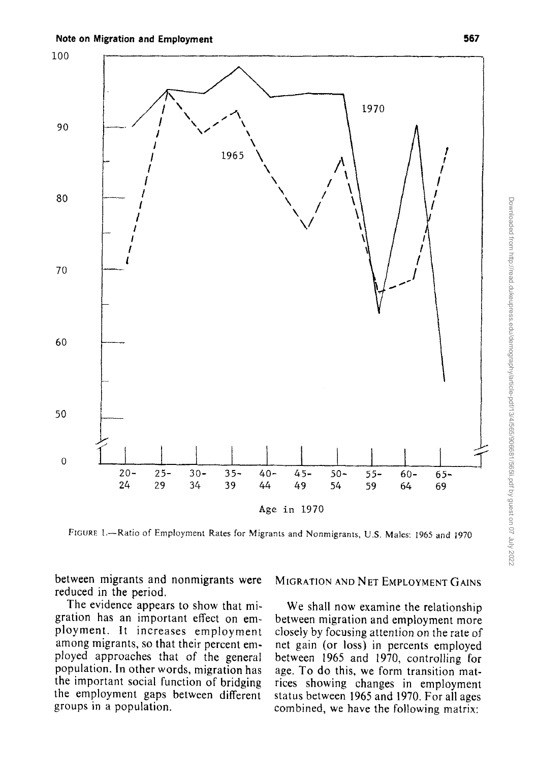FIGURE 1.—Ratio of Employment Rates for Migrants and Nonmigrants, U.S. Males: 1965 and 1970

between migrants and nonmigrants were reduced in the period.

The evidence appears to show that migration has an important effect on employment. It increases employment among migrants, so that their percent employed approaches that of the general population. In other words, migration has the important social function of bridging the employment gaps between different groups in a population.

## MIGRATION AND NET EMPLOYMENT GAINS

We shall now examine the relationship between migration and employment more closely by focusing attention on the rate of net gain (or loss) in percents employed between 1965 and 1970, controlling for age. To do this, we form transition matrices showing changes in employment status between 1965 and 1970. For all ages combined, we have the following matrix: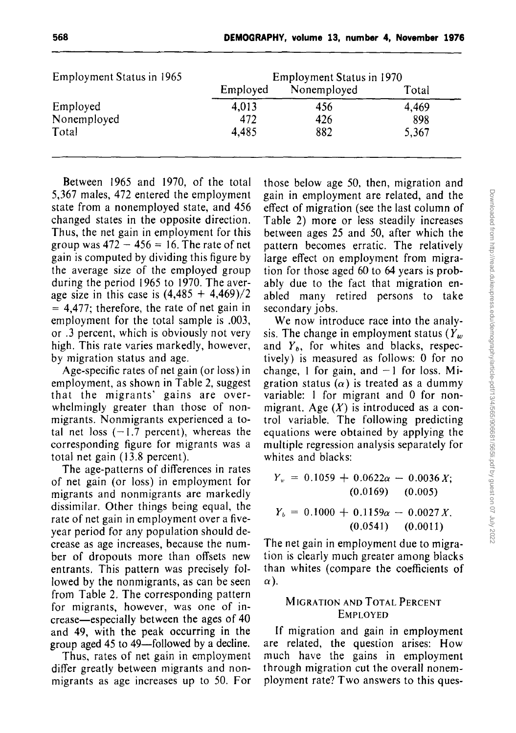| Employment Status in 1965 | Employment Status in 1970 | | |
|---|---|---|---|
| | Employed | Nonemployed | Total |
| Employed | 4,013 | 456 | 4,469 |
| Nonemployed | 472 | 426 | 898 |
| Total | 4,485 | 882 | 5,367 |

Between 1965 and 1970, of the total 5,367 males, 472 entered the employment state from a nonemployed state, and 456 changed states in the opposite direction. Thus, the net gain in employment for this group was $472 - 456 = 16$. The rate of net gain is computed by dividing this figure by the average size of the employed group during the period 1965 to 1970. The average size in this case is $(4{,}485 + 4{,}469)/2 = 4{,}477$; therefore, the rate of net gain in employment for the total sample is .003, or .3 percent, which is obviously not very high. This rate varies markedly, however, by migration status and age.

Age-specific rates of net gain (or loss) in employment, as shown in Table 2, suggest that the migrants' gains are overwhelmingly greater than those of nonmigrants. Nonmigrants experienced a total net loss ($-1.7$ percent), whereas the corresponding figure for migrants was a total net gain (13.8 percent).

The age-patterns of differences in rates of net gain (or loss) in employment for migrants and nonmigrants are markedly dissimilar. Other things being equal, the rate of net gain in employment over a five-year period for any population should decrease as age increases, because the number of dropouts more than offsets new entrants. This pattern was precisely followed by the nonmigrants, as can be seen from Table 2. The corresponding pattern for migrants, however, was one of increase—especially between the ages of 40 and 49, with the peak occurring in the group aged 45 to 49—followed by a decline.

Thus, rates of net gain in employment differ greatly between migrants and nonmigrants as age increases up to 50. For those below age 50, then, migration and gain in employment are related, and the effect of migration (see the last column of Table 2) more or less steadily increases between ages 25 and 50, after which the pattern becomes erratic. The relatively large effect on employment from migration for those aged 60 to 64 years is probably due to the fact that migration enabled many retired persons to take secondary jobs.

We now introduce race into the analysis. The change in employment status ($Y_w$ and $Y_b$, for whites and blacks, respectively) is measured as follows: 0 for no change, 1 for gain, and $-1$ for loss. Migration status ($\alpha$) is treated as a dummy variable: 1 for migrant and 0 for nonmigrant. Age ($X$) is introduced as a control variable. The following predicting equations were obtained by applying the multiple regression analysis separately for whites and blacks:

$$Y_w = 0.1059 + \underset{(0.0169)}{0.0622\alpha} - \underset{(0.005)}{0.0036X};$$

$$Y_b = 0.1000 + \underset{(0.0541)}{0.1159\alpha} - \underset{(0.0011)}{0.0027X}.$$

The net gain in employment due to migration is clearly much greater among blacks than whites (compare the coefficients of $\alpha$).

## Migration and Total Percent Employed

If migration and gain in employment are related, the question arises: How much have the gains in employment through migration cut the overall nonemployment rate? Two answers to this ques-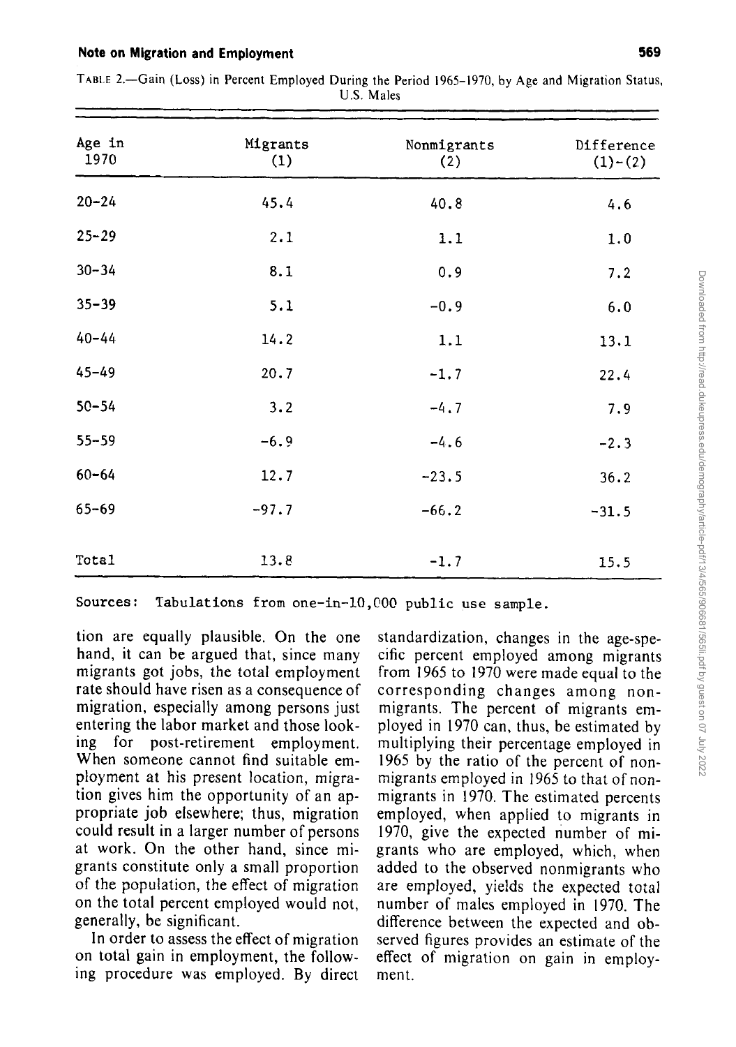TABLE 2.—Gain (Loss) in Percent Employed During the Period 1965–1970, by Age and Migration Status, U.S. Males

| Age in 1970 | Migrants (1) | Nonmigrants (2) | Difference (1)-(2) |
|---|---|---|---|
| 20-24 | 45.4 | 40.8 | 4.6 |
| 25-29 | 2.1 | 1.1 | 1.0 |
| 30-34 | 8.1 | 0.9 | 7.2 |
| 35-39 | 5.1 | -0.9 | 6.0 |
| 40-44 | 14.2 | 1.1 | 13.1 |
| 45-49 | 20.7 | -1.7 | 22.4 |
| 50-54 | 3.2 | -4.7 | 7.9 |
| 55-59 | -6.9 | -4.6 | -2.3 |
| 60-64 | 12.7 | -23.5 | 36.2 |
| 65-69 | -97.7 | -66.2 | -31.5 |
| Total | 13.8 | -1.7 | 15.5 |

Sources: Tabulations from one-in-10,000 public use sample.

tion are equally plausible. On the one hand, it can be argued that, since many migrants got jobs, the total employment rate should have risen as a consequence of migration, especially among persons just entering the labor market and those looking for post-retirement employment. When someone cannot find suitable employment at his present location, migration gives him the opportunity of an appropriate job elsewhere; thus, migration could result in a larger number of persons at work. On the other hand, since migrants constitute only a small proportion of the population, the effect of migration on the total percent employed would not, generally, be significant.

In order to assess the effect of migration on total gain in employment, the following procedure was employed. By direct standardization, changes in the age-specific percent employed among migrants from 1965 to 1970 were made equal to the corresponding changes among nonmigrants. The percent of migrants employed in 1970 can, thus, be estimated by multiplying their percentage employed in 1965 by the ratio of the percent of nonmigrants employed in 1965 to that of nonmigrants in 1970. The estimated percents employed, when applied to migrants in 1970, give the expected number of migrants who are employed, which, when added to the observed nonmigrants who are employed, yields the expected total number of males employed in 1970. The difference between the expected and observed figures provides an estimate of the effect of migration on gain in employment.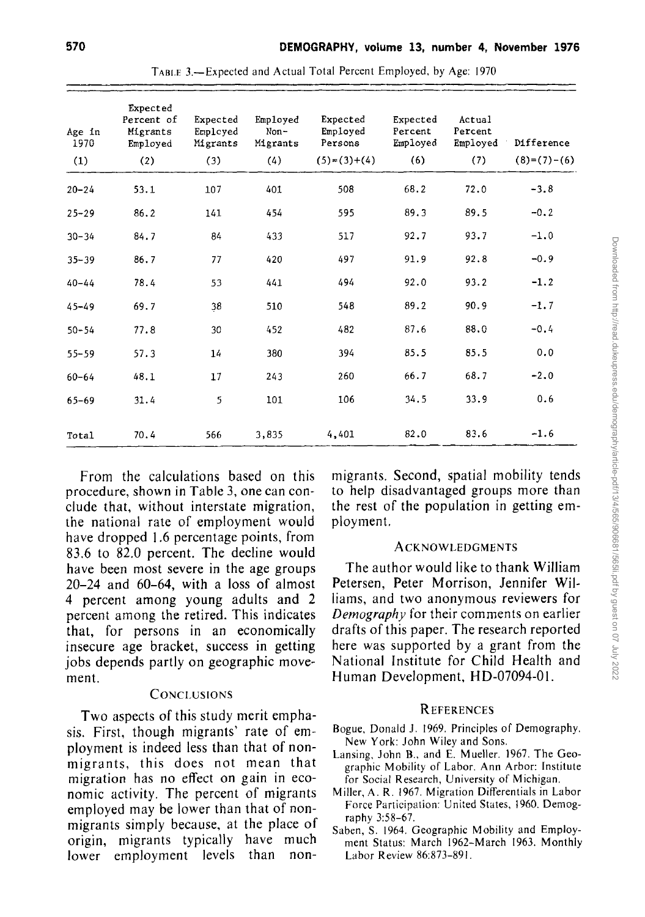TABLE 3.—Expected and Actual Total Percent Employed, by Age: 1970

| Age in 1970 (1) | Expected Percent of Migrants Employed (2) | Expected Employed Migrants (3) | Employed Non-Migrants (4) | Expected Employed Persons (5)=(3)+(4) | Expected Percent Employed (6) | Actual Percent Employed (7) | Difference (8)=(7)-(6) |
|---|---|---|---|---|---|---|---|
| 20–24 | 53.1 | 107 | 401 | 508 | 68.2 | 72.0 | -3.8 |
| 25–29 | 86.2 | 141 | 454 | 595 | 89.3 | 89.5 | -0.2 |
| 30–34 | 84.7 | 84 | 433 | 517 | 92.7 | 93.7 | -1.0 |
| 35–39 | 86.7 | 77 | 420 | 497 | 91.9 | 92.8 | -0.9 |
| 40–44 | 78.4 | 53 | 441 | 494 | 92.0 | 93.2 | -1.2 |
| 45–49 | 69.7 | 38 | 510 | 548 | 89.2 | 90.9 | -1.7 |
| 50–54 | 77.8 | 30 | 452 | 482 | 87.6 | 88.0 | -0.4 |
| 55–59 | 57.3 | 14 | 380 | 394 | 85.5 | 85.5 | 0.0 |
| 60–64 | 48.1 | 17 | 243 | 260 | 66.7 | 68.7 | -2.0 |
| 65–69 | 31.4 | 5 | 101 | 106 | 34.5 | 33.9 | 0.6 |
| Total | 70.4 | 566 | 3,835 | 4,401 | 82.0 | 83.6 | -1.6 |

From the calculations based on this procedure, shown in Table 3, one can conclude that, without interstate migration, the national rate of employment would have dropped 1.6 percentage points, from 83.6 to 82.0 percent. The decline would have been most severe in the age groups 20–24 and 60–64, with a loss of almost 4 percent among young adults and 2 percent among the retired. This indicates that, for persons in an economically insecure age bracket, success in getting jobs depends partly on geographic movement.

## CONCLUSIONS

Two aspects of this study merit emphasis. First, though migrants' rate of employment is indeed less than that of nonmigrants, this does not mean that migration has no effect on gain in economic activity. The percent of migrants employed may be lower than that of nonmigrants simply because, at the place of origin, migrants typically have much lower employment levels than nonmigrants. Second, spatial mobility tends to help disadvantaged groups more than the rest of the population in getting employment.

## ACKNOWLEDGMENTS

The author would like to thank William Petersen, Peter Morrison, Jennifer Williams, and two anonymous reviewers for *Demography* for their comments on earlier drafts of this paper. The research reported here was supported by a grant from the National Institute for Child Health and Human Development, HD-07094-01.

## REFERENCES

Bogue, Donald J. 1969. Principles of Demography. New York: John Wiley and Sons.

Lansing, John B., and E. Mueller. 1967. The Geographic Mobility of Labor. Ann Arbor: Institute for Social Research, University of Michigan.

Miller, A. R. 1967. Migration Differentials in Labor Force Participation: United States, 1960. Demography 3:58–67.

Saben, S. 1964. Geographic Mobility and Employment Status: March 1962–March 1963. Monthly Labor Review 86:873–891.